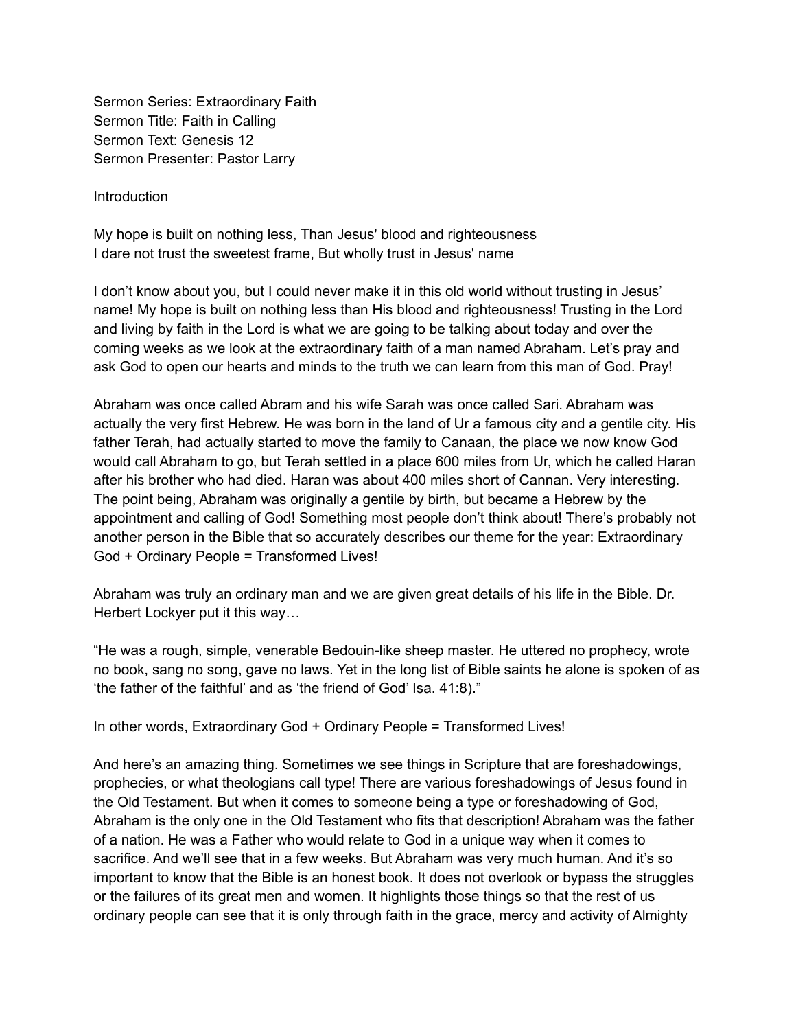Sermon Series: Extraordinary Faith
Sermon Title: Faith in Calling
Sermon Text: Genesis 12
Sermon Presenter: Pastor Larry

Introduction

My hope is built on nothing less, Than Jesus' blood and righteousness
I dare not trust the sweetest frame, But wholly trust in Jesus' name

I don't know about you, but I could never make it in this old world without trusting in Jesus' name! My hope is built on nothing less than His blood and righteousness! Trusting in the Lord and living by faith in the Lord is what we are going to be talking about today and over the coming weeks as we look at the extraordinary faith of a man named Abraham. Let's pray and ask God to open our hearts and minds to the truth we can learn from this man of God. Pray!

Abraham was once called Abram and his wife Sarah was once called Sari. Abraham was actually the very first Hebrew. He was born in the land of Ur a famous city and a gentile city. His father Terah, had actually started to move the family to Canaan, the place we now know God would call Abraham to go, but Terah settled in a place 600 miles from Ur, which he called Haran after his brother who had died. Haran was about 400 miles short of Cannan. Very interesting. The point being, Abraham was originally a gentile by birth, but became a Hebrew by the appointment and calling of God! Something most people don't think about! There's probably not another person in the Bible that so accurately describes our theme for the year: Extraordinary God + Ordinary People = Transformed Lives!

Abraham was truly an ordinary man and we are given great details of his life in the Bible. Dr. Herbert Lockyer put it this way…

"He was a rough, simple, venerable Bedouin-like sheep master. He uttered no prophecy, wrote no book, sang no song, gave no laws. Yet in the long list of Bible saints he alone is spoken of as 'the father of the faithful' and as 'the friend of God' Isa. 41:8)."

In other words, Extraordinary God + Ordinary People = Transformed Lives!

And here's an amazing thing. Sometimes we see things in Scripture that are foreshadowings, prophecies, or what theologians call type! There are various foreshadowings of Jesus found in the Old Testament. But when it comes to someone being a type or foreshadowing of God, Abraham is the only one in the Old Testament who fits that description! Abraham was the father of a nation. He was a Father who would relate to God in a unique way when it comes to sacrifice. And we'll see that in a few weeks. But Abraham was very much human. And it's so important to know that the Bible is an honest book. It does not overlook or bypass the struggles or the failures of its great men and women. It highlights those things so that the rest of us ordinary people can see that it is only through faith in the grace, mercy and activity of Almighty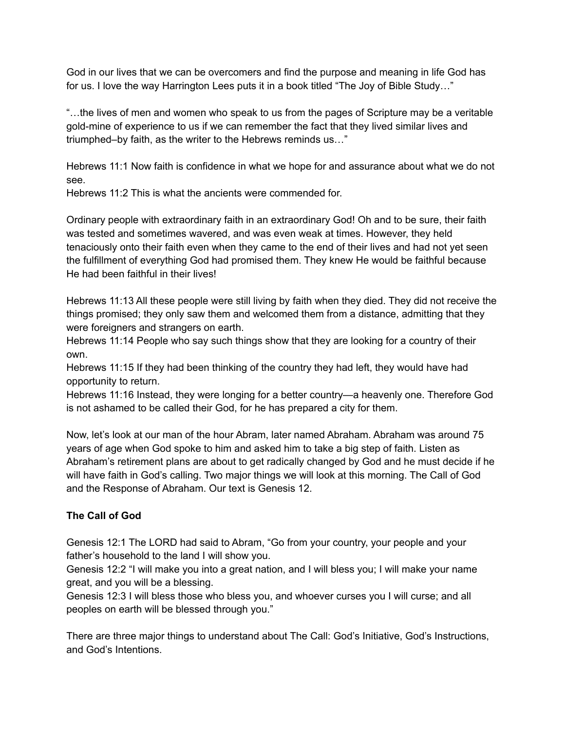God in our lives that we can be overcomers and find the purpose and meaning in life God has for us. I love the way Harrington Lees puts it in a book titled "The Joy of Bible Study…"

"…the lives of men and women who speak to us from the pages of Scripture may be a veritable gold-mine of experience to us if we can remember the fact that they lived similar lives and triumphed–by faith, as the writer to the Hebrews reminds us…"

Hebrews 11:1 Now faith is confidence in what we hope for and assurance about what we do not see.
Hebrews 11:2 This is what the ancients were commended for.

Ordinary people with extraordinary faith in an extraordinary God! Oh and to be sure, their faith was tested and sometimes wavered, and was even weak at times. However, they held tenaciously onto their faith even when they came to the end of their lives and had not yet seen the fulfillment of everything God had promised them. They knew He would be faithful because He had been faithful in their lives!

Hebrews 11:13 All these people were still living by faith when they died. They did not receive the things promised; they only saw them and welcomed them from a distance, admitting that they were foreigners and strangers on earth.
Hebrews 11:14 People who say such things show that they are looking for a country of their own.
Hebrews 11:15 If they had been thinking of the country they had left, they would have had opportunity to return.
Hebrews 11:16 Instead, they were longing for a better country—a heavenly one. Therefore God is not ashamed to be called their God, for he has prepared a city for them.

Now, let's look at our man of the hour Abram, later named Abraham. Abraham was around 75 years of age when God spoke to him and asked him to take a big step of faith. Listen as Abraham's retirement plans are about to get radically changed by God and he must decide if he will have faith in God's calling. Two major things we will look at this morning. The Call of God and the Response of Abraham. Our text is Genesis 12.

**The Call of God**

Genesis 12:1 The LORD had said to Abram, "Go from your country, your people and your father's household to the land I will show you.
Genesis 12:2 "I will make you into a great nation, and I will bless you; I will make your name great, and you will be a blessing.
Genesis 12:3 I will bless those who bless you, and whoever curses you I will curse; and all peoples on earth will be blessed through you."

There are three major things to understand about The Call: God's Initiative, God's Instructions, and God's Intentions.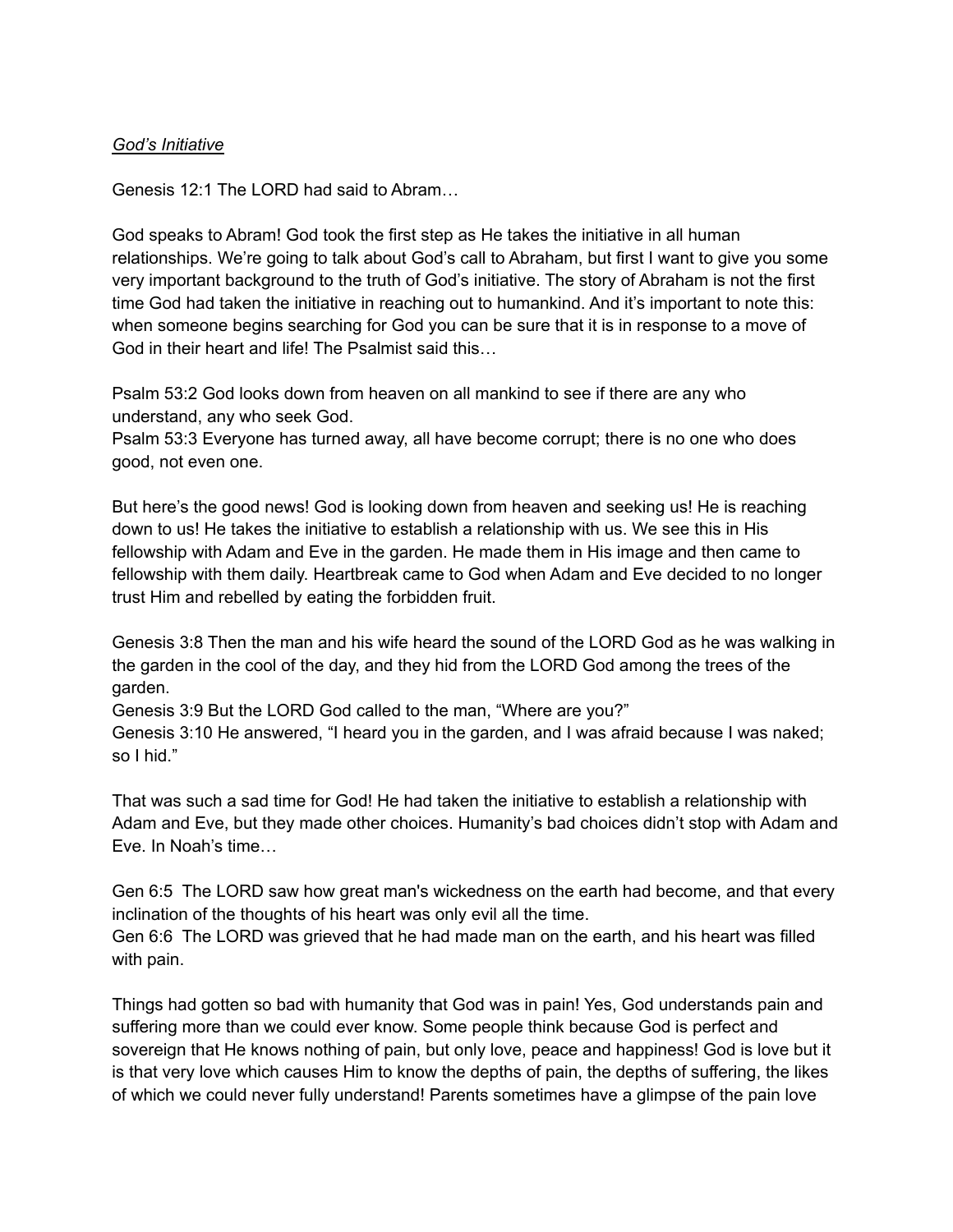*<u>God's Initiative</u>*

Genesis 12:1 The LORD had said to Abram…

God speaks to Abram! God took the first step as He takes the initiative in all human relationships. We're going to talk about God's call to Abraham, but first I want to give you some very important background to the truth of God's initiative. The story of Abraham is not the first time God had taken the initiative in reaching out to humankind. And it's important to note this: when someone begins searching for God you can be sure that it is in response to a move of God in their heart and life! The Psalmist said this…

Psalm 53:2 God looks down from heaven on all mankind to see if there are any who understand, any who seek God.
Psalm 53:3 Everyone has turned away, all have become corrupt; there is no one who does good, not even one.

But here's the good news! God is looking down from heaven and seeking us! He is reaching down to us! He takes the initiative to establish a relationship with us. We see this in His fellowship with Adam and Eve in the garden. He made them in His image and then came to fellowship with them daily. Heartbreak came to God when Adam and Eve decided to no longer trust Him and rebelled by eating the forbidden fruit.

Genesis 3:8 Then the man and his wife heard the sound of the LORD God as he was walking in the garden in the cool of the day, and they hid from the LORD God among the trees of the garden.
Genesis 3:9 But the LORD God called to the man, "Where are you?"
Genesis 3:10 He answered, "I heard you in the garden, and I was afraid because I was naked; so I hid."

That was such a sad time for God! He had taken the initiative to establish a relationship with Adam and Eve, but they made other choices. Humanity's bad choices didn't stop with Adam and Eve. In Noah's time…

Gen 6:5 The LORD saw how great man's wickedness on the earth had become, and that every inclination of the thoughts of his heart was only evil all the time.
Gen 6:6 The LORD was grieved that he had made man on the earth, and his heart was filled with pain.

Things had gotten so bad with humanity that God was in pain! Yes, God understands pain and suffering more than we could ever know. Some people think because God is perfect and sovereign that He knows nothing of pain, but only love, peace and happiness! God is love but it is that very love which causes Him to know the depths of pain, the depths of suffering, the likes of which we could never fully understand! Parents sometimes have a glimpse of the pain love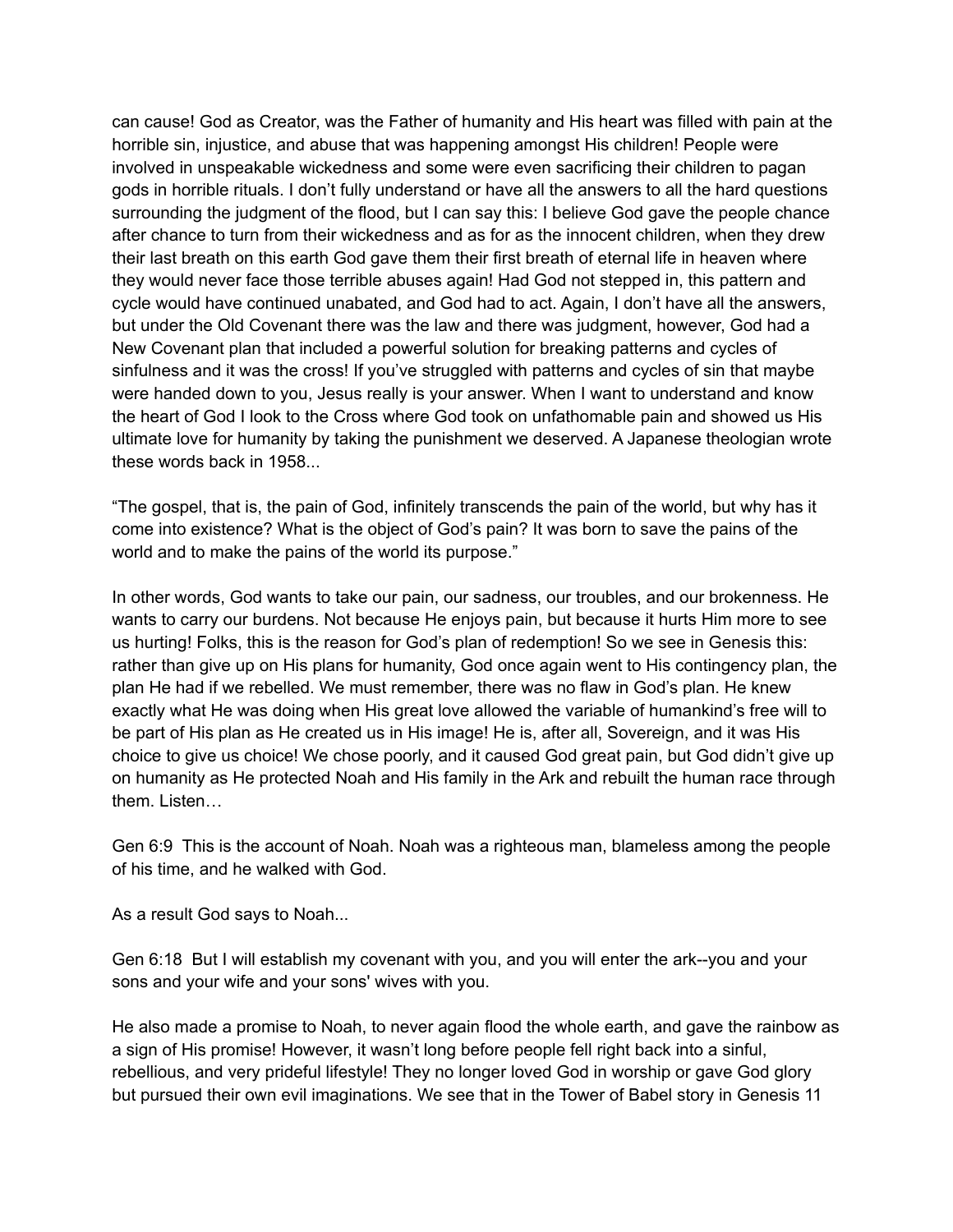can cause! God as Creator, was the Father of humanity and His heart was filled with pain at the horrible sin, injustice, and abuse that was happening amongst His children! People were involved in unspeakable wickedness and some were even sacrificing their children to pagan gods in horrible rituals. I don't fully understand or have all the answers to all the hard questions surrounding the judgment of the flood, but I can say this: I believe God gave the people chance after chance to turn from their wickedness and as for as the innocent children, when they drew their last breath on this earth God gave them their first breath of eternal life in heaven where they would never face those terrible abuses again! Had God not stepped in, this pattern and cycle would have continued unabated, and God had to act. Again, I don't have all the answers, but under the Old Covenant there was the law and there was judgment, however, God had a New Covenant plan that included a powerful solution for breaking patterns and cycles of sinfulness and it was the cross! If you've struggled with patterns and cycles of sin that maybe were handed down to you, Jesus really is your answer. When I want to understand and know the heart of God I look to the Cross where God took on unfathomable pain and showed us His ultimate love for humanity by taking the punishment we deserved. A Japanese theologian wrote these words back in 1958...

"The gospel, that is, the pain of God, infinitely transcends the pain of the world, but why has it come into existence? What is the object of God's pain? It was born to save the pains of the world and to make the pains of the world its purpose."

In other words, God wants to take our pain, our sadness, our troubles, and our brokenness. He wants to carry our burdens. Not because He enjoys pain, but because it hurts Him more to see us hurting! Folks, this is the reason for God's plan of redemption! So we see in Genesis this: rather than give up on His plans for humanity, God once again went to His contingency plan, the plan He had if we rebelled. We must remember, there was no flaw in God's plan. He knew exactly what He was doing when His great love allowed the variable of humankind's free will to be part of His plan as He created us in His image! He is, after all, Sovereign, and it was His choice to give us choice! We chose poorly, and it caused God great pain, but God didn't give up on humanity as He protected Noah and His family in the Ark and rebuilt the human race through them. Listen…

Gen 6:9 This is the account of Noah. Noah was a righteous man, blameless among the people of his time, and he walked with God.

As a result God says to Noah...

Gen 6:18 But I will establish my covenant with you, and you will enter the ark--you and your sons and your wife and your sons' wives with you.

He also made a promise to Noah, to never again flood the whole earth, and gave the rainbow as a sign of His promise! However, it wasn't long before people fell right back into a sinful, rebellious, and very prideful lifestyle! They no longer loved God in worship or gave God glory but pursued their own evil imaginations. We see that in the Tower of Babel story in Genesis 11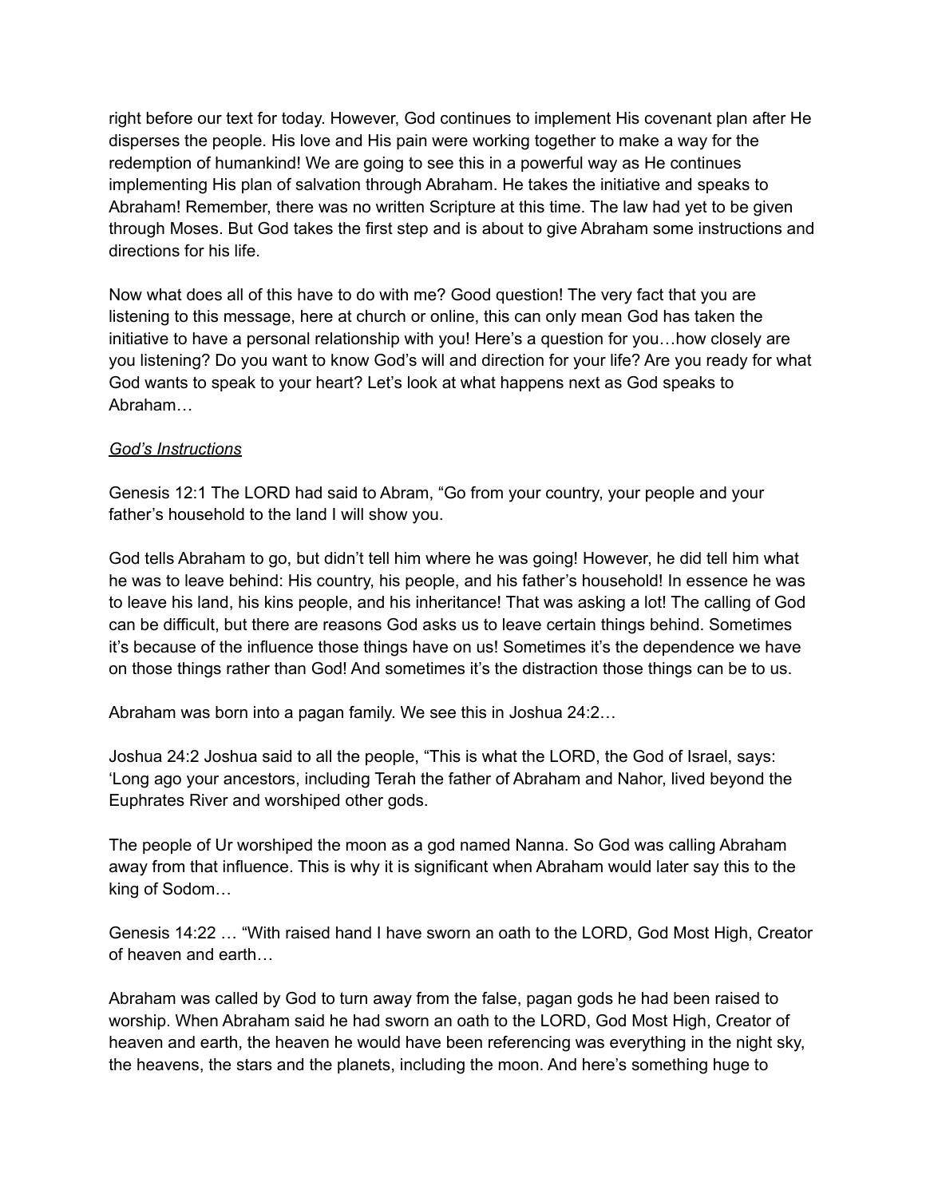right before our text for today. However, God continues to implement His covenant plan after He disperses the people. His love and His pain were working together to make a way for the redemption of humankind! We are going to see this in a powerful way as He continues implementing His plan of salvation through Abraham. He takes the initiative and speaks to Abraham! Remember, there was no written Scripture at this time. The law had yet to be given through Moses. But God takes the first step and is about to give Abraham some instructions and directions for his life.

Now what does all of this have to do with me? Good question! The very fact that you are listening to this message, here at church or online, this can only mean God has taken the initiative to have a personal relationship with you! Here's a question for you…how closely are you listening? Do you want to know God's will and direction for your life? Are you ready for what God wants to speak to your heart? Let's look at what happens next as God speaks to Abraham…

*<u>God's Instructions</u>*

Genesis 12:1 The LORD had said to Abram, "Go from your country, your people and your father's household to the land I will show you.

God tells Abraham to go, but didn't tell him where he was going! However, he did tell him what he was to leave behind: His country, his people, and his father's household! In essence he was to leave his land, his kins people, and his inheritance! That was asking a lot! The calling of God can be difficult, but there are reasons God asks us to leave certain things behind. Sometimes it's because of the influence those things have on us! Sometimes it's the dependence we have on those things rather than God! And sometimes it's the distraction those things can be to us.

Abraham was born into a pagan family. We see this in Joshua 24:2…

Joshua 24:2 Joshua said to all the people, "This is what the LORD, the God of Israel, says: 'Long ago your ancestors, including Terah the father of Abraham and Nahor, lived beyond the Euphrates River and worshiped other gods.

The people of Ur worshiped the moon as a god named Nanna. So God was calling Abraham away from that influence. This is why it is significant when Abraham would later say this to the king of Sodom…

Genesis 14:22 … "With raised hand I have sworn an oath to the LORD, God Most High, Creator of heaven and earth…

Abraham was called by God to turn away from the false, pagan gods he had been raised to worship. When Abraham said he had sworn an oath to the LORD, God Most High, Creator of heaven and earth, the heaven he would have been referencing was everything in the night sky, the heavens, the stars and the planets, including the moon. And here's something huge to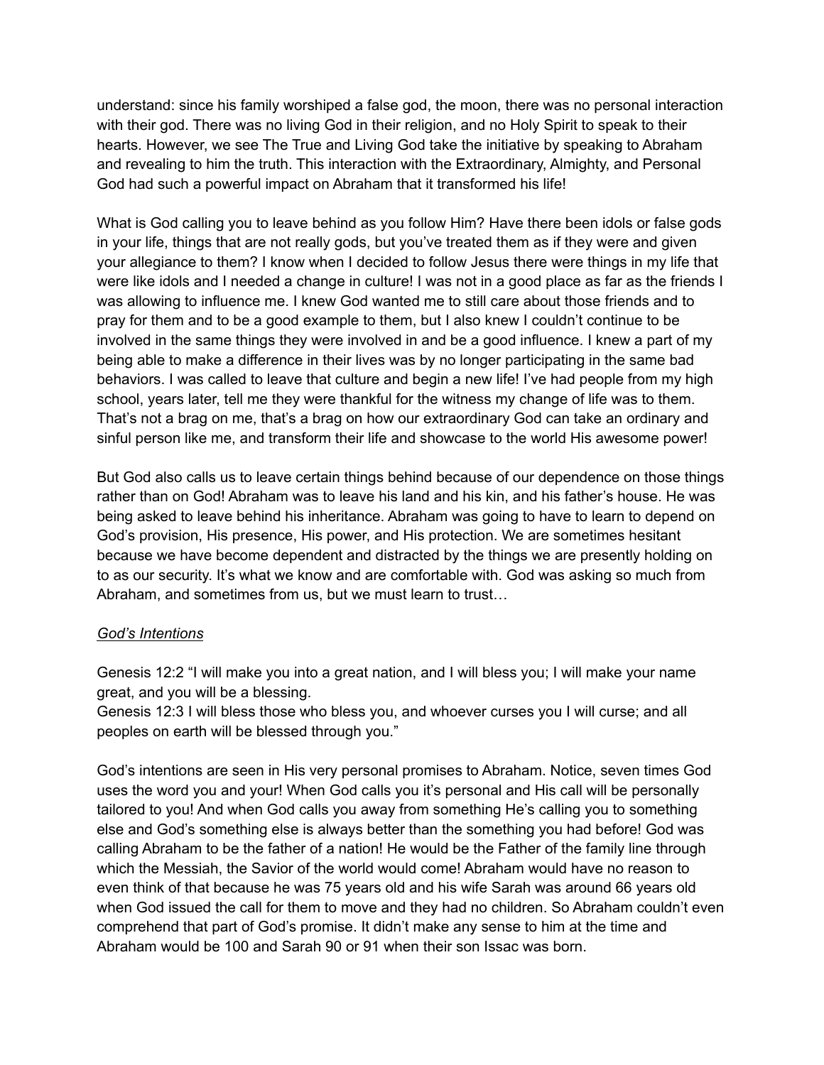understand: since his family worshiped a false god, the moon, there was no personal interaction with their god. There was no living God in their religion, and no Holy Spirit to speak to their hearts. However, we see The True and Living God take the initiative by speaking to Abraham and revealing to him the truth. This interaction with the Extraordinary, Almighty, and Personal God had such a powerful impact on Abraham that it transformed his life!

What is God calling you to leave behind as you follow Him? Have there been idols or false gods in your life, things that are not really gods, but you've treated them as if they were and given your allegiance to them? I know when I decided to follow Jesus there were things in my life that were like idols and I needed a change in culture! I was not in a good place as far as the friends I was allowing to influence me. I knew God wanted me to still care about those friends and to pray for them and to be a good example to them, but I also knew I couldn't continue to be involved in the same things they were involved in and be a good influence. I knew a part of my being able to make a difference in their lives was by no longer participating in the same bad behaviors. I was called to leave that culture and begin a new life! I've had people from my high school, years later, tell me they were thankful for the witness my change of life was to them. That's not a brag on me, that's a brag on how our extraordinary God can take an ordinary and sinful person like me, and transform their life and showcase to the world His awesome power!

But God also calls us to leave certain things behind because of our dependence on those things rather than on God! Abraham was to leave his land and his kin, and his father's house. He was being asked to leave behind his inheritance. Abraham was going to have to learn to depend on God's provision, His presence, His power, and His protection. We are sometimes hesitant because we have become dependent and distracted by the things we are presently holding on to as our security. It's what we know and are comfortable with. God was asking so much from Abraham, and sometimes from us, but we must learn to trust…

*God's Intentions*

Genesis 12:2 "I will make you into a great nation, and I will bless you; I will make your name great, and you will be a blessing.
Genesis 12:3 I will bless those who bless you, and whoever curses you I will curse; and all peoples on earth will be blessed through you."

God's intentions are seen in His very personal promises to Abraham. Notice, seven times God uses the word you and your! When God calls you it's personal and His call will be personally tailored to you! And when God calls you away from something He's calling you to something else and God's something else is always better than the something you had before! God was calling Abraham to be the father of a nation! He would be the Father of the family line through which the Messiah, the Savior of the world would come! Abraham would have no reason to even think of that because he was 75 years old and his wife Sarah was around 66 years old when God issued the call for them to move and they had no children. So Abraham couldn't even comprehend that part of God's promise. It didn't make any sense to him at the time and Abraham would be 100 and Sarah 90 or 91 when their son Issac was born.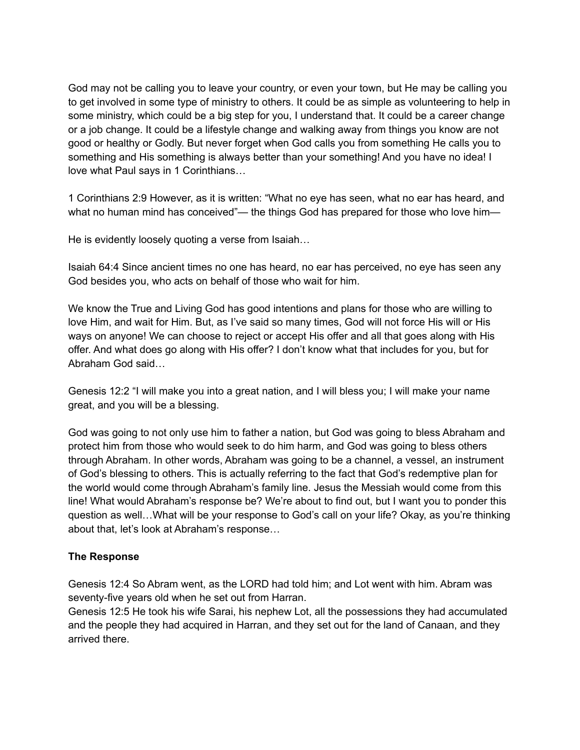God may not be calling you to leave your country, or even your town, but He may be calling you to get involved in some type of ministry to others. It could be as simple as volunteering to help in some ministry, which could be a big step for you, I understand that. It could be a career change or a job change. It could be a lifestyle change and walking away from things you know are not good or healthy or Godly. But never forget when God calls you from something He calls you to something and His something is always better than your something! And you have no idea! I love what Paul says in 1 Corinthians…

1 Corinthians 2:9 However, as it is written: "What no eye has seen, what no ear has heard, and what no human mind has conceived"— the things God has prepared for those who love him—

He is evidently loosely quoting a verse from Isaiah…

Isaiah 64:4 Since ancient times no one has heard, no ear has perceived, no eye has seen any God besides you, who acts on behalf of those who wait for him.

We know the True and Living God has good intentions and plans for those who are willing to love Him, and wait for Him. But, as I've said so many times, God will not force His will or His ways on anyone! We can choose to reject or accept His offer and all that goes along with His offer. And what does go along with His offer? I don't know what that includes for you, but for Abraham God said…

Genesis 12:2 "I will make you into a great nation, and I will bless you; I will make your name great, and you will be a blessing.

God was going to not only use him to father a nation, but God was going to bless Abraham and protect him from those who would seek to do him harm, and God was going to bless others through Abraham. In other words, Abraham was going to be a channel, a vessel, an instrument of God's blessing to others. This is actually referring to the fact that God's redemptive plan for the world would come through Abraham's family line. Jesus the Messiah would come from this line! What would Abraham's response be? We're about to find out, but I want you to ponder this question as well…What will be your response to God's call on your life? Okay, as you're thinking about that, let's look at Abraham's response…

**The Response**

Genesis 12:4 So Abram went, as the LORD had told him; and Lot went with him. Abram was seventy-five years old when he set out from Harran.
Genesis 12:5 He took his wife Sarai, his nephew Lot, all the possessions they had accumulated and the people they had acquired in Harran, and they set out for the land of Canaan, and they arrived there.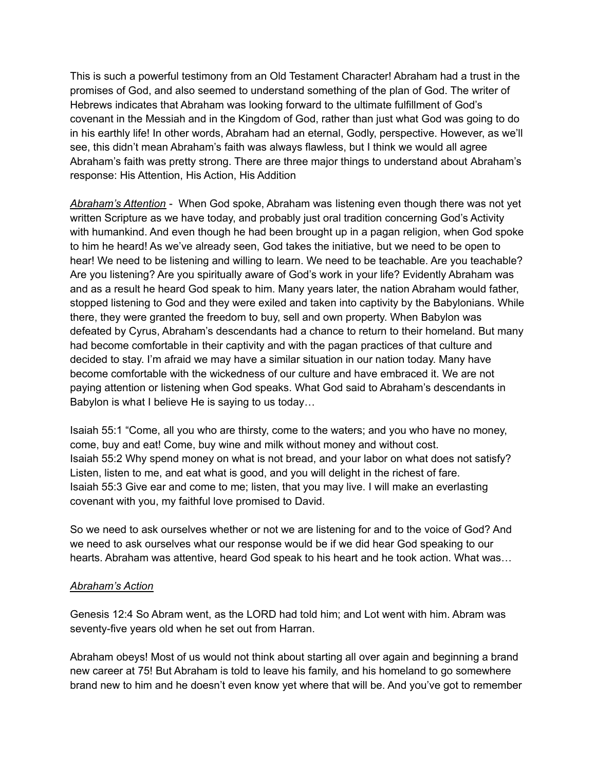This is such a powerful testimony from an Old Testament Character! Abraham had a trust in the promises of God, and also seemed to understand something of the plan of God. The writer of Hebrews indicates that Abraham was looking forward to the ultimate fulfillment of God's covenant in the Messiah and in the Kingdom of God, rather than just what God was going to do in his earthly life! In other words, Abraham had an eternal, Godly, perspective. However, as we'll see, this didn't mean Abraham's faith was always flawless, but I think we would all agree Abraham's faith was pretty strong. There are three major things to understand about Abraham's response: His Attention, His Action, His Addition

<u>*Abraham's Attention*</u> - When God spoke, Abraham was listening even though there was not yet written Scripture as we have today, and probably just oral tradition concerning God's Activity with humankind. And even though he had been brought up in a pagan religion, when God spoke to him he heard! As we've already seen, God takes the initiative, but we need to be open to hear! We need to be listening and willing to learn. We need to be teachable. Are you teachable? Are you listening? Are you spiritually aware of God's work in your life? Evidently Abraham was and as a result he heard God speak to him. Many years later, the nation Abraham would father, stopped listening to God and they were exiled and taken into captivity by the Babylonians. While there, they were granted the freedom to buy, sell and own property. When Babylon was defeated by Cyrus, Abraham's descendants had a chance to return to their homeland. But many had become comfortable in their captivity and with the pagan practices of that culture and decided to stay. I'm afraid we may have a similar situation in our nation today. Many have become comfortable with the wickedness of our culture and have embraced it. We are not paying attention or listening when God speaks. What God said to Abraham's descendants in Babylon is what I believe He is saying to us today…

Isaiah 55:1 "Come, all you who are thirsty, come to the waters; and you who have no money, come, buy and eat! Come, buy wine and milk without money and without cost.
Isaiah 55:2 Why spend money on what is not bread, and your labor on what does not satisfy? Listen, listen to me, and eat what is good, and you will delight in the richest of fare.
Isaiah 55:3 Give ear and come to me; listen, that you may live. I will make an everlasting covenant with you, my faithful love promised to David.

So we need to ask ourselves whether or not we are listening for and to the voice of God? And we need to ask ourselves what our response would be if we did hear God speaking to our hearts. Abraham was attentive, heard God speak to his heart and he took action. What was…

<u>*Abraham's Action*</u>

Genesis 12:4 So Abram went, as the LORD had told him; and Lot went with him. Abram was seventy-five years old when he set out from Harran.

Abraham obeys! Most of us would not think about starting all over again and beginning a brand new career at 75! But Abraham is told to leave his family, and his homeland to go somewhere brand new to him and he doesn't even know yet where that will be. And you've got to remember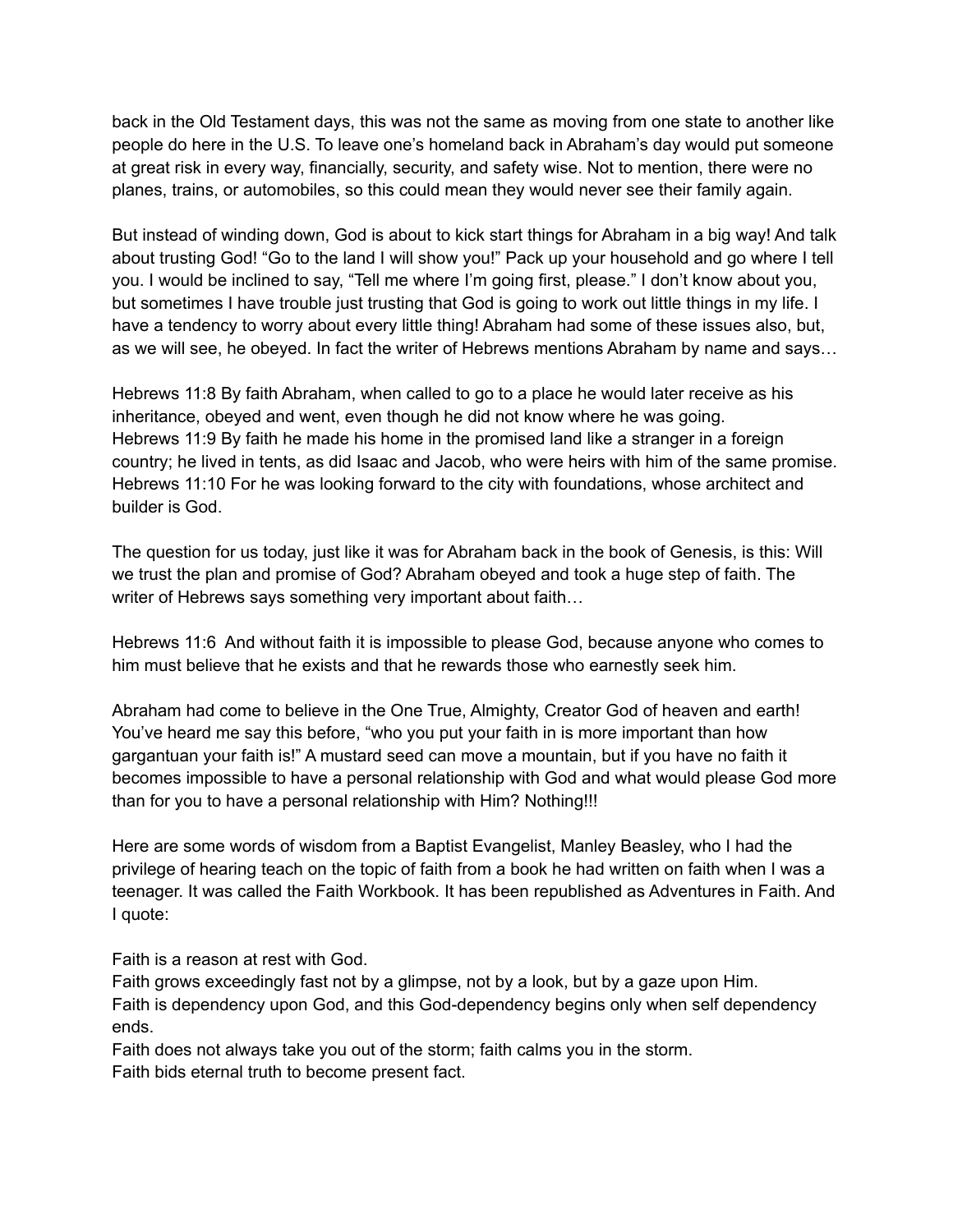back in the Old Testament days, this was not the same as moving from one state to another like people do here in the U.S. To leave one's homeland back in Abraham's day would put someone at great risk in every way, financially, security, and safety wise. Not to mention, there were no planes, trains, or automobiles, so this could mean they would never see their family again.

But instead of winding down, God is about to kick start things for Abraham in a big way! And talk about trusting God! "Go to the land I will show you!" Pack up your household and go where I tell you. I would be inclined to say, "Tell me where I'm going first, please." I don't know about you, but sometimes I have trouble just trusting that God is going to work out little things in my life. I have a tendency to worry about every little thing! Abraham had some of these issues also, but, as we will see, he obeyed. In fact the writer of Hebrews mentions Abraham by name and says…

Hebrews 11:8 By faith Abraham, when called to go to a place he would later receive as his inheritance, obeyed and went, even though he did not know where he was going.
Hebrews 11:9 By faith he made his home in the promised land like a stranger in a foreign country; he lived in tents, as did Isaac and Jacob, who were heirs with him of the same promise.
Hebrews 11:10 For he was looking forward to the city with foundations, whose architect and builder is God.

The question for us today, just like it was for Abraham back in the book of Genesis, is this: Will we trust the plan and promise of God? Abraham obeyed and took a huge step of faith. The writer of Hebrews says something very important about faith…

Hebrews 11:6 And without faith it is impossible to please God, because anyone who comes to him must believe that he exists and that he rewards those who earnestly seek him.

Abraham had come to believe in the One True, Almighty, Creator God of heaven and earth! You've heard me say this before, "who you put your faith in is more important than how gargantuan your faith is!" A mustard seed can move a mountain, but if you have no faith it becomes impossible to have a personal relationship with God and what would please God more than for you to have a personal relationship with Him? Nothing!!!

Here are some words of wisdom from a Baptist Evangelist, Manley Beasley, who I had the privilege of hearing teach on the topic of faith from a book he had written on faith when I was a teenager. It was called the Faith Workbook. It has been republished as Adventures in Faith. And I quote:

Faith is a reason at rest with God.
Faith grows exceedingly fast not by a glimpse, not by a look, but by a gaze upon Him.
Faith is dependency upon God, and this God-dependency begins only when self dependency ends.
Faith does not always take you out of the storm; faith calms you in the storm.
Faith bids eternal truth to become present fact.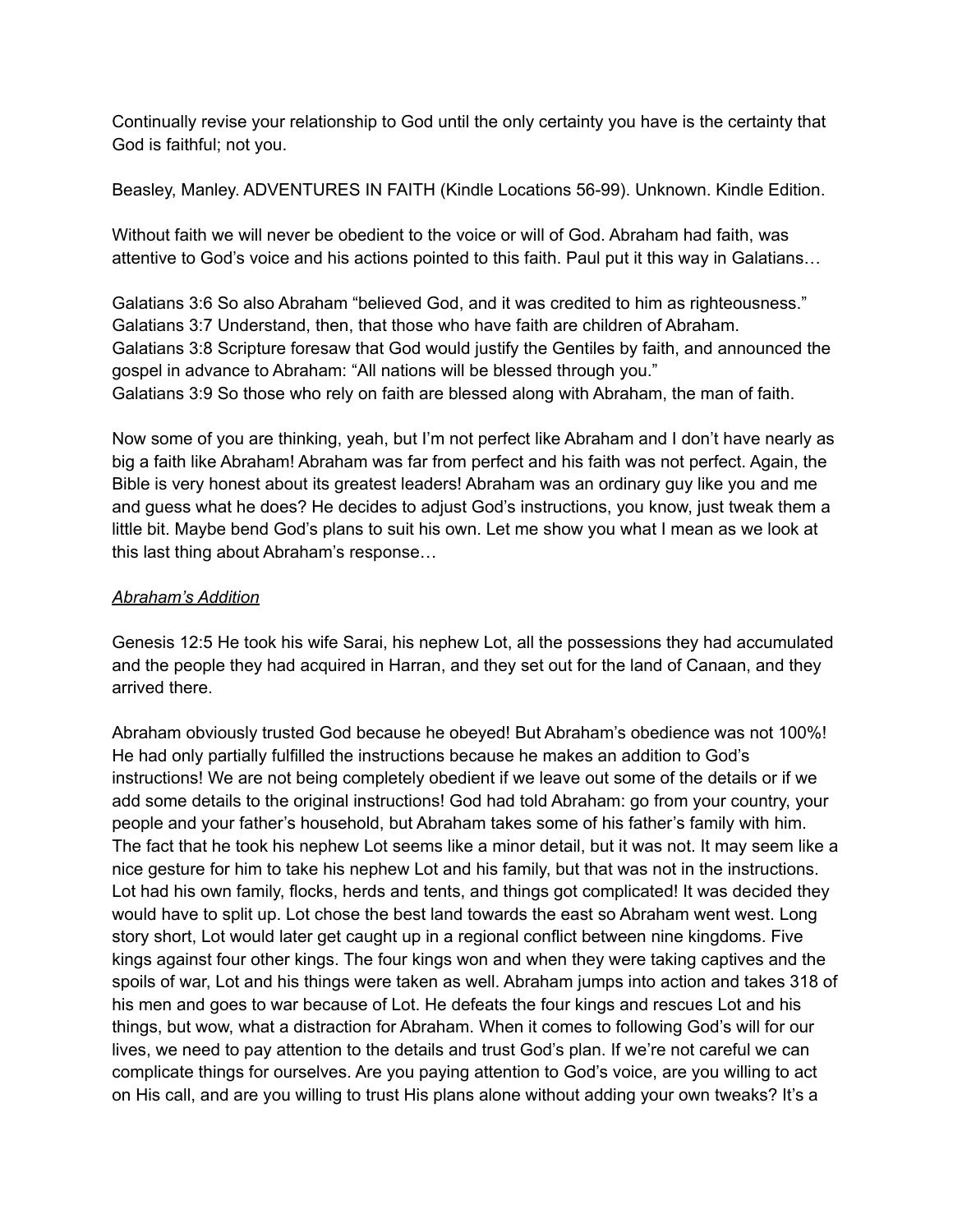Continually revise your relationship to God until the only certainty you have is the certainty that God is faithful; not you.

Beasley, Manley. ADVENTURES IN FAITH (Kindle Locations 56-99). Unknown. Kindle Edition.

Without faith we will never be obedient to the voice or will of God. Abraham had faith, was attentive to God's voice and his actions pointed to this faith. Paul put it this way in Galatians…

Galatians 3:6 So also Abraham "believed God, and it was credited to him as righteousness."
Galatians 3:7 Understand, then, that those who have faith are children of Abraham.
Galatians 3:8 Scripture foresaw that God would justify the Gentiles by faith, and announced the gospel in advance to Abraham: "All nations will be blessed through you."
Galatians 3:9 So those who rely on faith are blessed along with Abraham, the man of faith.

Now some of you are thinking, yeah, but I'm not perfect like Abraham and I don't have nearly as big a faith like Abraham! Abraham was far from perfect and his faith was not perfect. Again, the Bible is very honest about its greatest leaders! Abraham was an ordinary guy like you and me and guess what he does? He decides to adjust God's instructions, you know, just tweak them a little bit. Maybe bend God's plans to suit his own. Let me show you what I mean as we look at this last thing about Abraham's response…

*Abraham's Addition*

Genesis 12:5 He took his wife Sarai, his nephew Lot, all the possessions they had accumulated and the people they had acquired in Harran, and they set out for the land of Canaan, and they arrived there.

Abraham obviously trusted God because he obeyed! But Abraham's obedience was not 100%! He had only partially fulfilled the instructions because he makes an addition to God's instructions! We are not being completely obedient if we leave out some of the details or if we add some details to the original instructions! God had told Abraham: go from your country, your people and your father's household, but Abraham takes some of his father's family with him. The fact that he took his nephew Lot seems like a minor detail, but it was not. It may seem like a nice gesture for him to take his nephew Lot and his family, but that was not in the instructions. Lot had his own family, flocks, herds and tents, and things got complicated! It was decided they would have to split up. Lot chose the best land towards the east so Abraham went west. Long story short, Lot would later get caught up in a regional conflict between nine kingdoms. Five kings against four other kings. The four kings won and when they were taking captives and the spoils of war, Lot and his things were taken as well. Abraham jumps into action and takes 318 of his men and goes to war because of Lot. He defeats the four kings and rescues Lot and his things, but wow, what a distraction for Abraham. When it comes to following God's will for our lives, we need to pay attention to the details and trust God's plan. If we're not careful we can complicate things for ourselves. Are you paying attention to God's voice, are you willing to act on His call, and are you willing to trust His plans alone without adding your own tweaks? It's a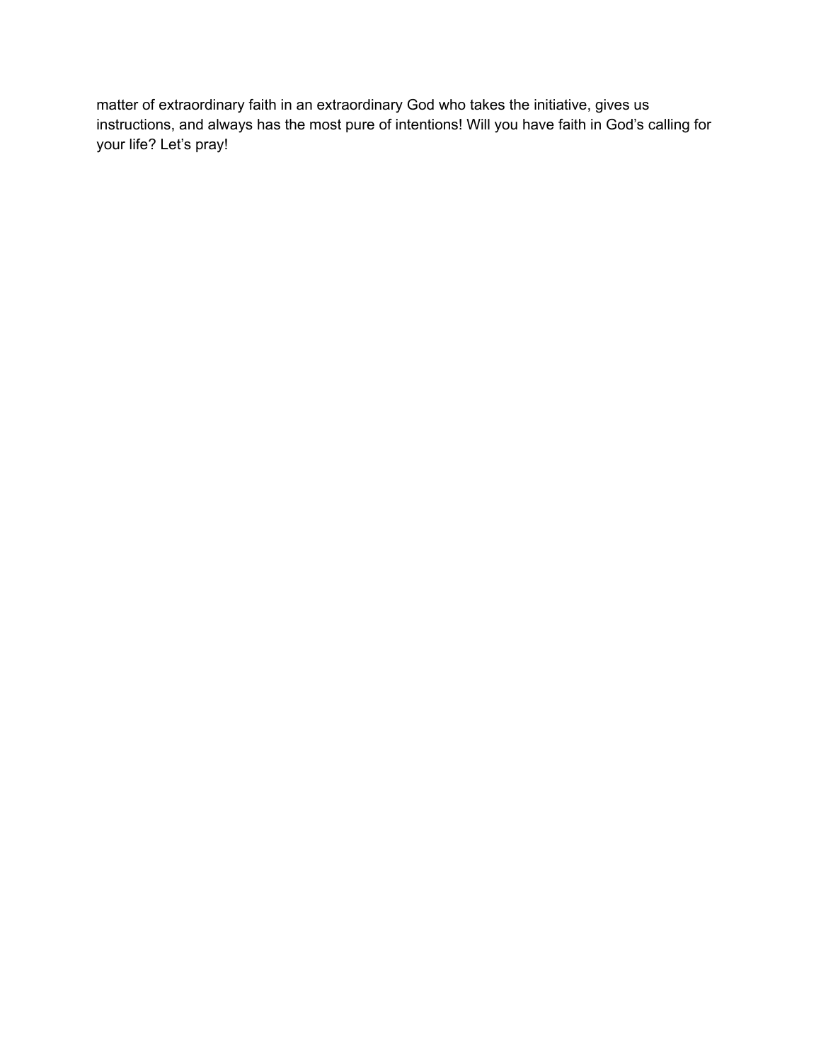matter of extraordinary faith in an extraordinary God who takes the initiative, gives us instructions, and always has the most pure of intentions! Will you have faith in God's calling for your life? Let's pray!